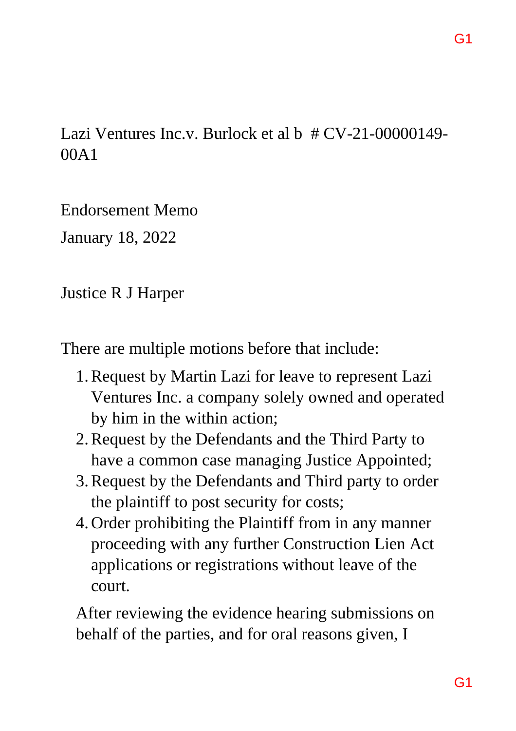Lazi Ventures Inc.v. Burlock et al b # CV-21-00000149-00A1

Endorsement Memo

January 18, 2022

Justice R J Harper

There are multiple motions before that include:

1. Request by Martin Lazi for leave to represent Lazi Ventures Inc. a company solely owned and operated by him in the within action;
2. Request by the Defendants and the Third Party to have a common case managing Justice Appointed;
3. Request by the Defendants and Third party to order the plaintiff to post security for costs;
4. Order prohibiting the Plaintiff from in any manner proceeding with any further Construction Lien Act applications or registrations without leave of the court.

After reviewing the evidence hearing submissions on behalf of the parties, and for oral reasons given, I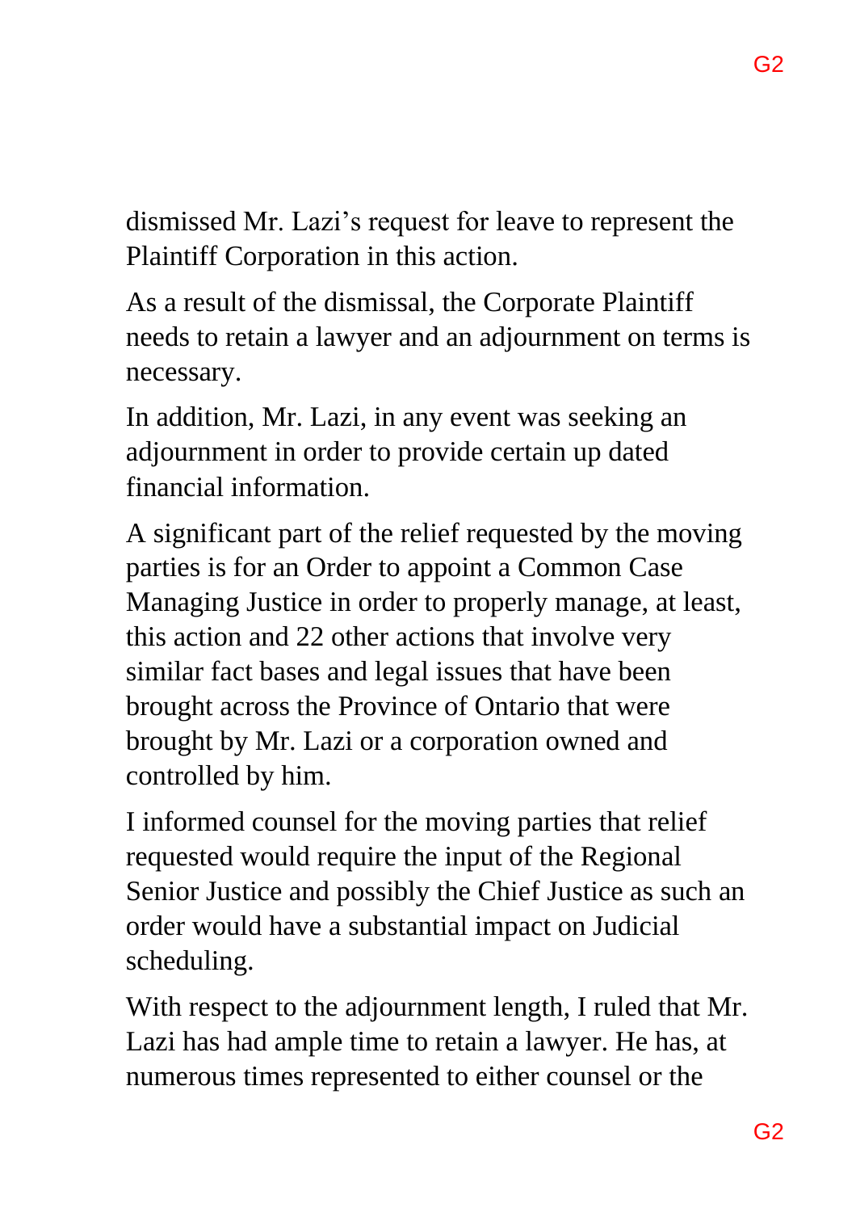dismissed Mr. Lazi's request for leave to represent the Plaintiff Corporation in this action.

As a result of the dismissal, the Corporate Plaintiff needs to retain a lawyer and an adjournment on terms is necessary.

In addition, Mr. Lazi, in any event was seeking an adjournment in order to provide certain up dated financial information.

A significant part of the relief requested by the moving parties is for an Order to appoint a Common Case Managing Justice in order to properly manage, at least, this action and 22 other actions that involve very similar fact bases and legal issues that have been brought across the Province of Ontario that were brought by Mr. Lazi or a corporation owned and controlled by him.

I informed counsel for the moving parties that relief requested would require the input of the Regional Senior Justice and possibly the Chief Justice as such an order would have a substantial impact on Judicial scheduling.

With respect to the adjournment length, I ruled that Mr. Lazi has had ample time to retain a lawyer. He has, at numerous times represented to either counsel or the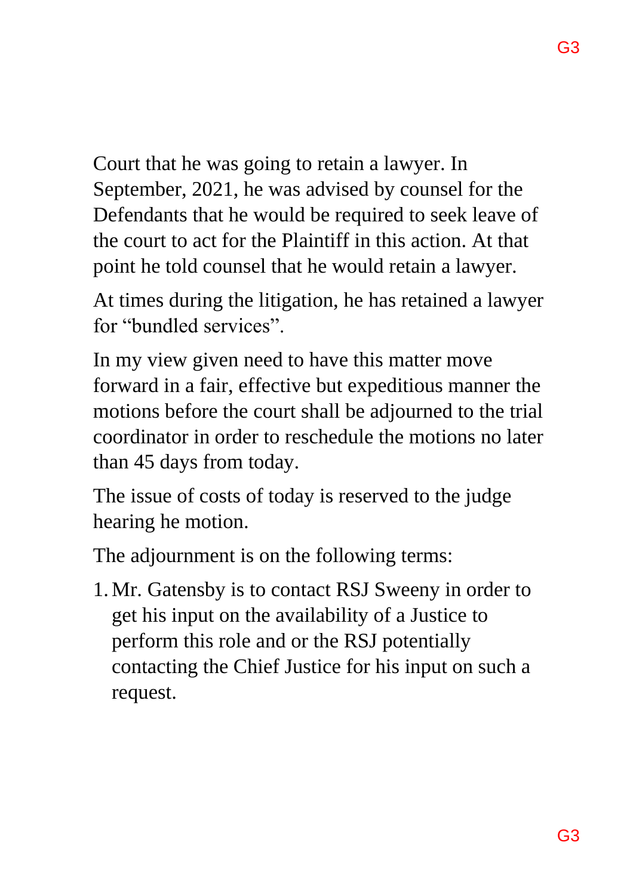Court that he was going to retain a lawyer. In September, 2021, he was advised by counsel for the Defendants that he would be required to seek leave of the court to act for the Plaintiff in this action. At that point he told counsel that he would retain a lawyer.

At times during the litigation, he has retained a lawyer for “bundled services”.

In my view given need to have this matter move forward in a fair, effective but expeditious manner the motions before the court shall be adjourned to the trial coordinator in order to reschedule the motions no later than 45 days from today.

The issue of costs of today is reserved to the judge hearing he motion.

The adjournment is on the following terms:

1. Mr. Gatensby is to contact RSJ Sweeny in order to get his input on the availability of a Justice to perform this role and or the RSJ potentially contacting the Chief Justice for his input on such a request.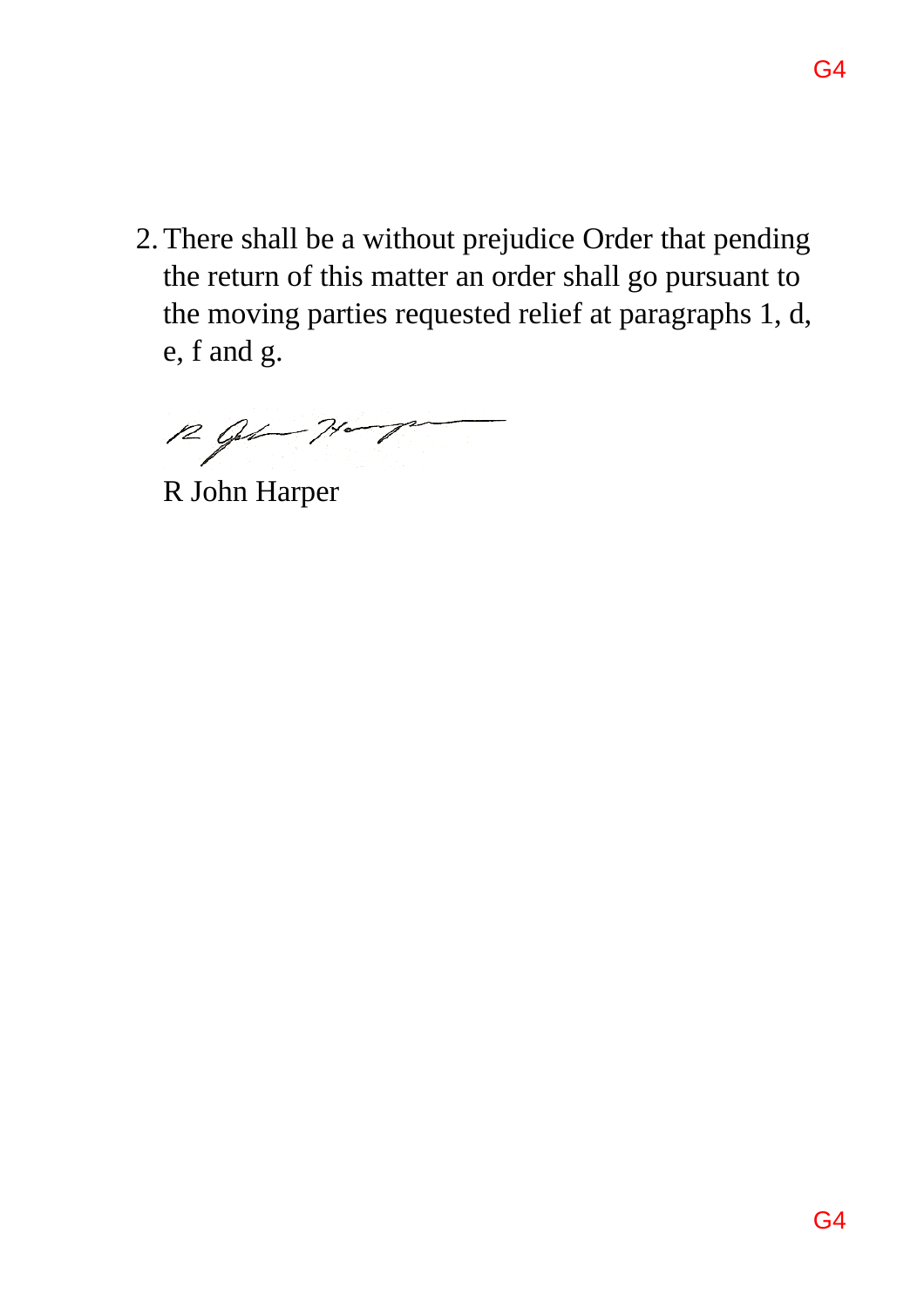2. There shall be a without prejudice Order that pending the return of this matter an order shall go pursuant to the moving parties requested relief at paragraphs 1, d, e, f and g.

R John Harper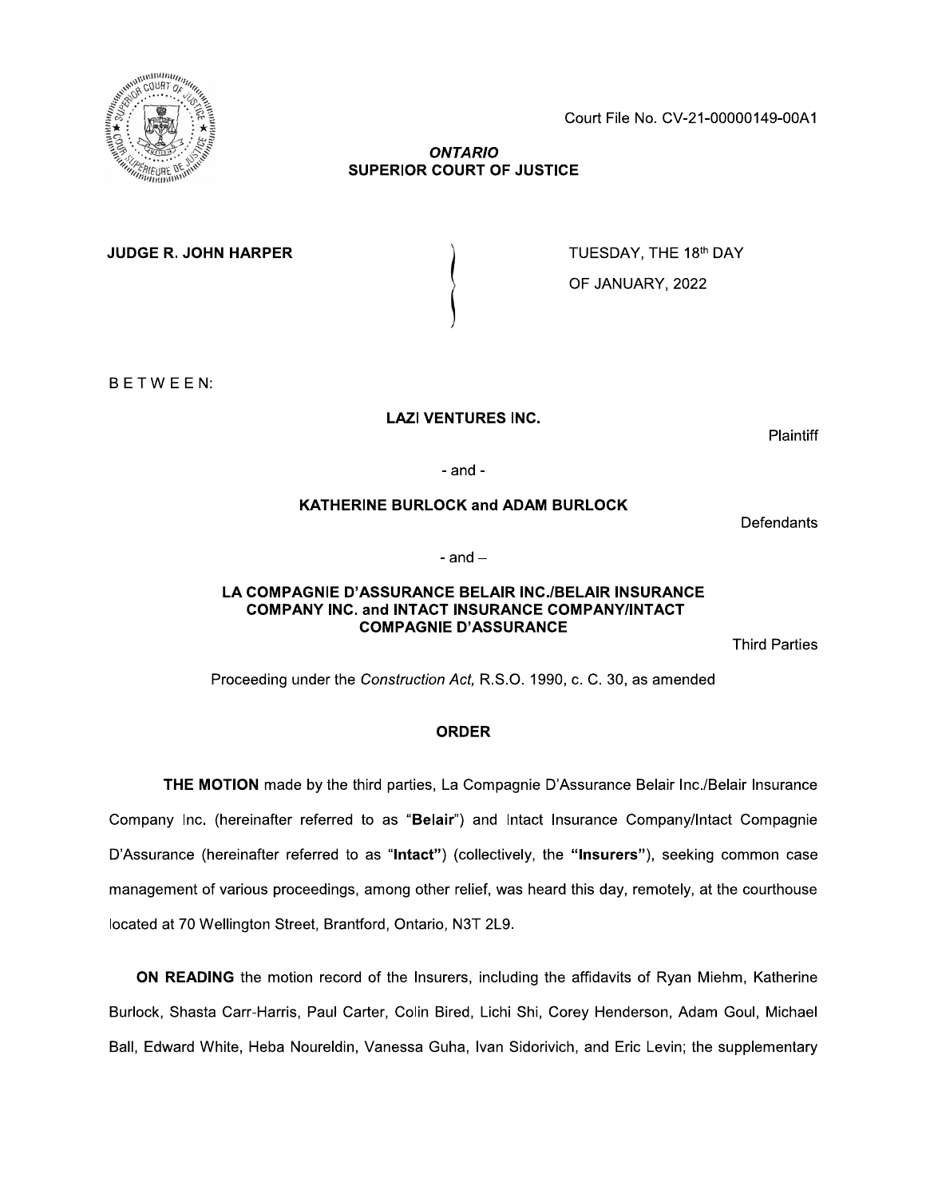Court File No. CV-21-00000149-00A1

***ONTARIO***
**SUPERIOR COURT OF JUSTICE**

**JUDGE R. JOHN HARPER** ) TUESDAY, THE 18th DAY OF JANUARY, 2022

B E T W E E N:

**LAZI VENTURES INC.**

Plaintiff

- and -

**KATHERINE BURLOCK and ADAM BURLOCK**

Defendants

- and –

**LA COMPAGNIE D'ASSURANCE BELAIR INC./BELAIR INSURANCE COMPANY INC. and INTACT INSURANCE COMPANY/INTACT COMPAGNIE D'ASSURANCE**

Third Parties

Proceeding under the *Construction Act,* R.S.O. 1990, c. C. 30, as amended

**ORDER**

**THE MOTION** made by the third parties, La Compagnie D'Assurance Belair Inc./Belair Insurance Company Inc. (hereinafter referred to as "**Belair**") and Intact Insurance Company/Intact Compagnie D'Assurance (hereinafter referred to as "**Intact**") (collectively, the "**Insurers**"), seeking common case management of various proceedings, among other relief, was heard this day, remotely, at the courthouse located at 70 Wellington Street, Brantford, Ontario, N3T 2L9.

**ON READING** the motion record of the Insurers, including the affidavits of Ryan Miehm, Katherine Burlock, Shasta Carr-Harris, Paul Carter, Colin Bired, Lichi Shi, Corey Henderson, Adam Goul, Michael Ball, Edward White, Heba Noureldin, Vanessa Guha, Ivan Sidorivich, and Eric Levin; the supplementary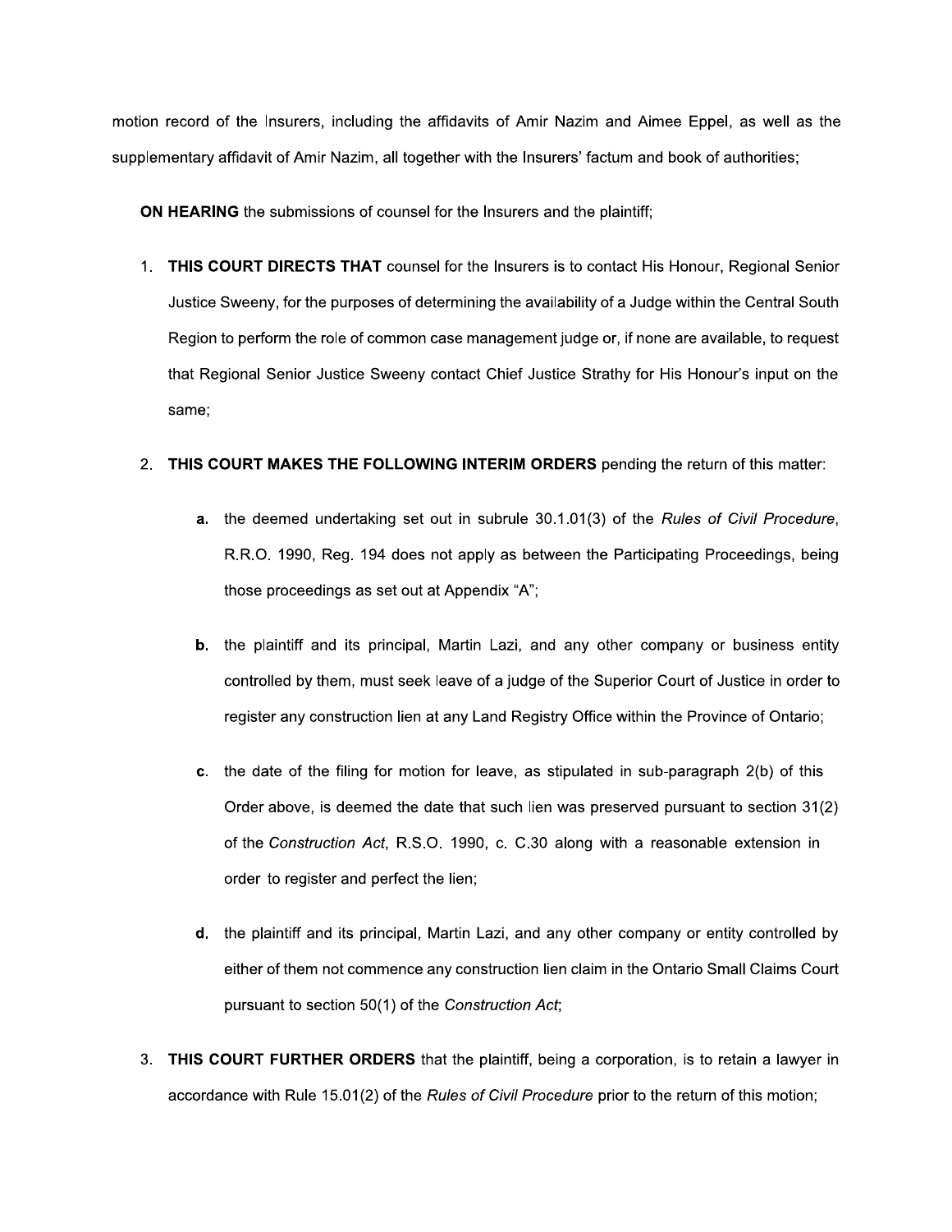motion record of the Insurers, including the affidavits of Amir Nazim and Aimee Eppel, as well as the supplementary affidavit of Amir Nazim, all together with the Insurers' factum and book of authorities;

**ON HEARING** the submissions of counsel for the Insurers and the plaintiff;

1. **THIS COURT DIRECTS THAT** counsel for the Insurers is to contact His Honour, Regional Senior Justice Sweeny, for the purposes of determining the availability of a Judge within the Central South Region to perform the role of common case management judge or, if none are available, to request that Regional Senior Justice Sweeny contact Chief Justice Strathy for His Honour's input on the same;

2. **THIS COURT MAKES THE FOLLOWING INTERIM ORDERS** pending the return of this matter:

   **a.** the deemed undertaking set out in subrule 30.1.01(3) of the *Rules of Civil Procedure*, R.R.O. 1990, Reg. 194 does not apply as between the Participating Proceedings, being those proceedings as set out at Appendix "A";

   **b.** the plaintiff and its principal, Martin Lazi, and any other company or business entity controlled by them, must seek leave of a judge of the Superior Court of Justice in order to register any construction lien at any Land Registry Office within the Province of Ontario;

   **c.** the date of the filing for motion for leave, as stipulated in sub-paragraph 2(b) of this Order above, is deemed the date that such lien was preserved pursuant to section 31(2) of the *Construction Act*, R.S.O. 1990, c. C.30 along with a reasonable extension in order to register and perfect the lien;

   **d.** the plaintiff and its principal, Martin Lazi, and any other company or entity controlled by either of them not commence any construction lien claim in the Ontario Small Claims Court pursuant to section 50(1) of the *Construction Act*;

3. **THIS COURT FURTHER ORDERS** that the plaintiff, being a corporation, is to retain a lawyer in accordance with Rule 15.01(2) of the *Rules of Civil Procedure* prior to the return of this motion;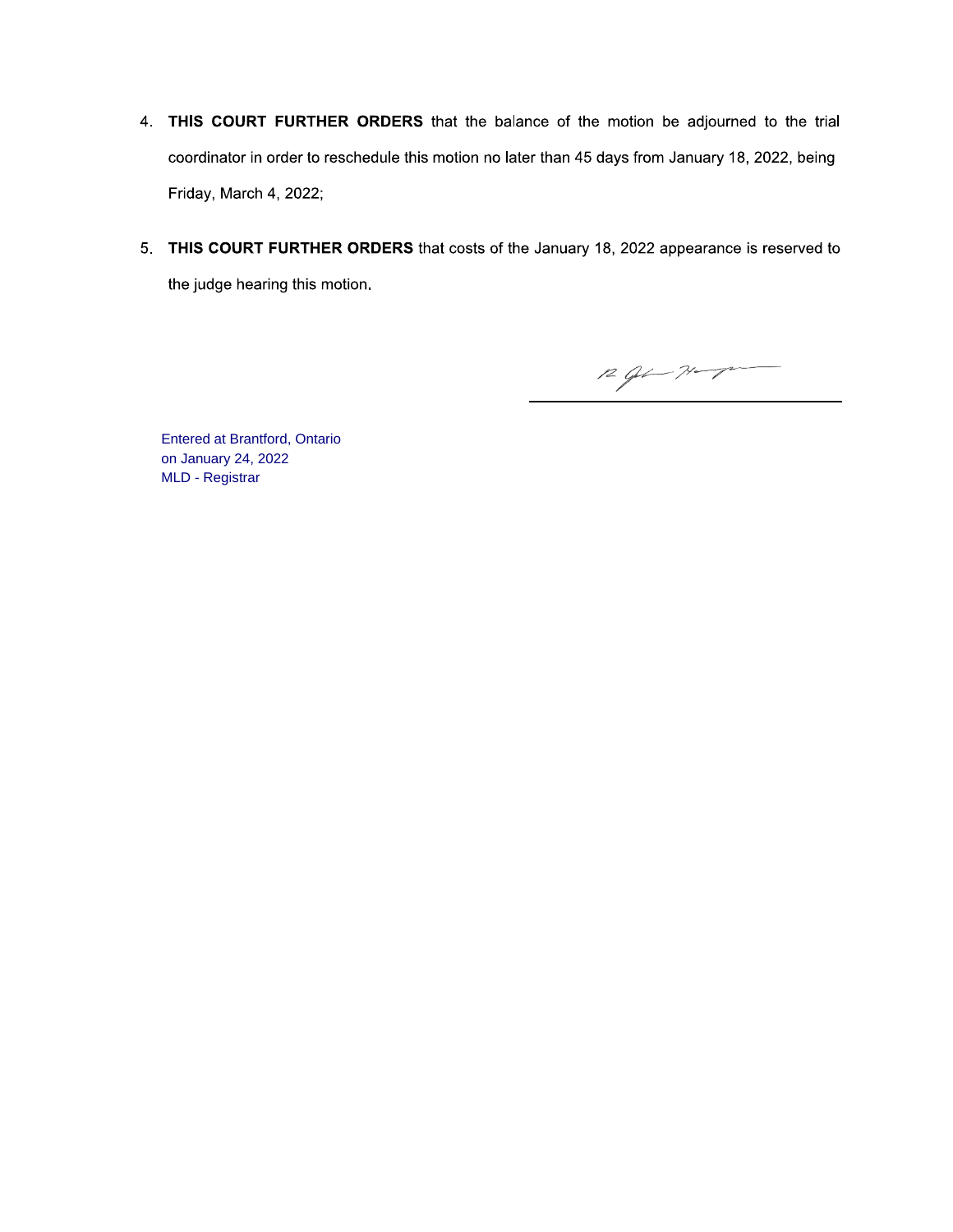4. **THIS COURT FURTHER ORDERS** that the balance of the motion be adjourned to the trial coordinator in order to reschedule this motion no later than 45 days from January 18, 2022, being Friday, March 4, 2022;

5. **THIS COURT FURTHER ORDERS** that costs of the January 18, 2022 appearance is reserved to the judge hearing this motion.

Entered at Brantford, Ontario
on January 24, 2022
MLD - Registrar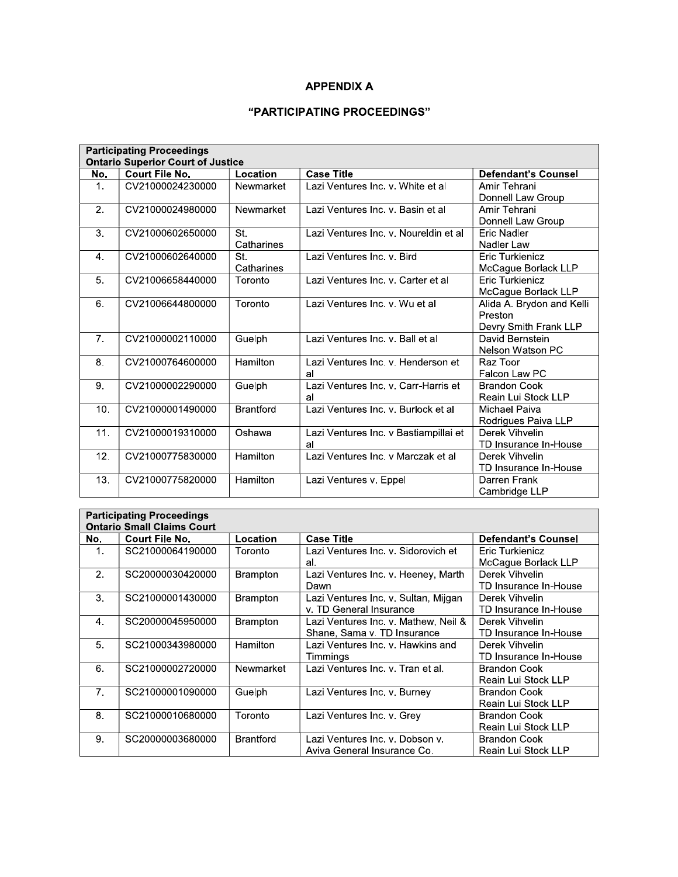# APPENDIX A

## "PARTICIPATING PROCEEDINGS"

| Participating Proceedings<br>Ontario Superior Court of Justice | | | | |
|---|---|---|---|---|
| No. | Court File No. | Location | Case Title | Defendant's Counsel |
| 1. | CV21000024230000 | Newmarket | Lazi Ventures Inc. v. White et al | Amir Tehrani<br>Donnell Law Group |
| 2. | CV21000024980000 | Newmarket | Lazi Ventures Inc. v. Basin et al | Amir Tehrani<br>Donnell Law Group |
| 3. | CV21000602650000 | St. Catharines | Lazi Ventures Inc. v. Noureldin et al | Eric Nadler<br>Nadler Law |
| 4. | CV21000602640000 | St. Catharines | Lazi Ventures Inc. v. Bird | Eric Turkienicz<br>McCague Borlack LLP |
| 5. | CV21006658440000 | Toronto | Lazi Ventures Inc. v. Carter et al | Eric Turkienicz<br>McCague Borlack LLP |
| 6. | CV21006644800000 | Toronto | Lazi Ventures Inc. v. Wu et al | Alida A. Brydon and Kelli Preston<br>Devry Smith Frank LLP |
| 7. | CV21000002110000 | Guelph | Lazi Ventures Inc. v. Ball et al | David Bernstein<br>Nelson Watson PC |
| 8. | CV21000764600000 | Hamilton | Lazi Ventures Inc. v. Henderson et al | Raz Toor<br>Falcon Law PC |
| 9. | CV21000002290000 | Guelph | Lazi Ventures Inc. v. Carr-Harris et al | Brandon Cook<br>Reain Lui Stock LLP |
| 10. | CV21000001490000 | Brantford | Lazi Ventures Inc. v. Burlock et al | Michael Paiva<br>Rodrigues Paiva LLP |
| 11. | CV21000019310000 | Oshawa | Lazi Ventures Inc v Bastiampillai et al | Derek Vihvelin<br>TD Insurance In-House |
| 12. | CV21000775830000 | Hamilton | Lazi Ventures Inc. v Marczak et al | Derek Vihvelin<br>TD Insurance In-House |
| 13. | CV21000775820000 | Hamilton | Lazi Ventures v. Eppel | Darren Frank<br>Cambridge LLP |

| Participating Proceedings<br>Ontario Small Claims Court | | | | |
|---|---|---|---|---|
| No. | Court File No. | Location | Case Title | Defendant's Counsel |
| 1. | SC21000064190000 | Toronto | Lazi Ventures Inc. v. Sidorovich et al. | Eric Turkienicz<br>McCague Borlack LLP |
| 2. | SC20000030420000 | Brampton | Lazi Ventures Inc. v. Heeney, Marth Dawn | Derek Vihvelin<br>TD Insurance In-House |
| 3. | SC21000001430000 | Brampton | Lazi Ventures Inc. v. Sultan, Mijgan v. TD General Insurance | Derek Vihvelin<br>TD Insurance In-House |
| 4. | SC20000045950000 | Brampton | Lazi Ventures Inc. v. Mathew, Neil & Shane, Sama v. TD Insurance | Derek Vihvelin<br>TD Insurance In-House |
| 5. | SC21000343980000 | Hamilton | Lazi Ventures Inc. v. Hawkins and Timmings | Derek Vihvelin<br>TD Insurance In-House |
| 6. | SC21000002720000 | Newmarket | Lazi Ventures Inc. v. Tran et al. | Brandon Cook<br>Reain Lui Stock LLP |
| 7. | SC21000001090000 | Guelph | Lazi Ventures Inc. v. Burney | Brandon Cook<br>Reain Lui Stock LLP |
| 8. | SC21000010680000 | Toronto | Lazi Ventures Inc. v. Grey | Brandon Cook<br>Reain Lui Stock LLP |
| 9. | SC20000003680000 | Brantford | Lazi Ventures Inc. v. Dobson v. Aviva General Insurance Co. | Brandon Cook<br>Reain Lui Stock LLP |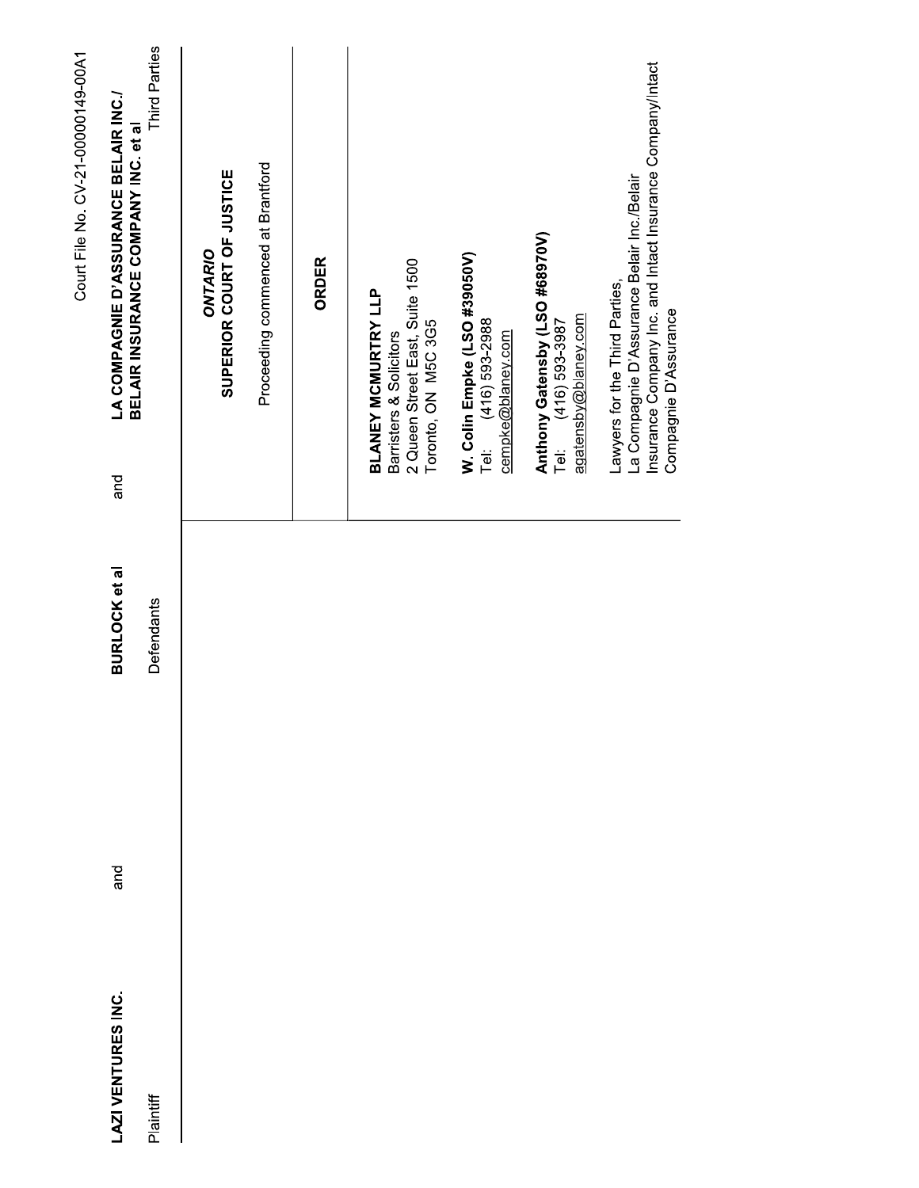Court File No. CV-21-00000149-00A1

**LAZI VENTURES INC.** and **BURLOCK et al** and **LA COMPAGNIE D'ASSURANCE BELAIR INC./ BELAIR INSURANCE COMPANY INC. et al**

Plaintiff | Defendants | Third Parties

***ONTARIO***
**SUPERIOR COURT OF JUSTICE**

Proceeding commenced at Brantford

**ORDER**

**BLANEY MCMURTRY LLP**
Barristers & Solicitors
2 Queen Street East, Suite 1500
Toronto, ON M5C 3G5

**W. Colin Empke (LSO #39050V)**
Tel: (416) 593-2988
cempke@blaney.com

**Anthony Gatensby (LSO #68970V)**
Tel: (416) 593-3987
agatensby@blaney.com

Lawyers for the Third Parties,
La Compagnie D'Assurance Belair Inc./Belair Insurance Company Inc. and Intact Insurance Company/Intact Compagnie D'Assurance